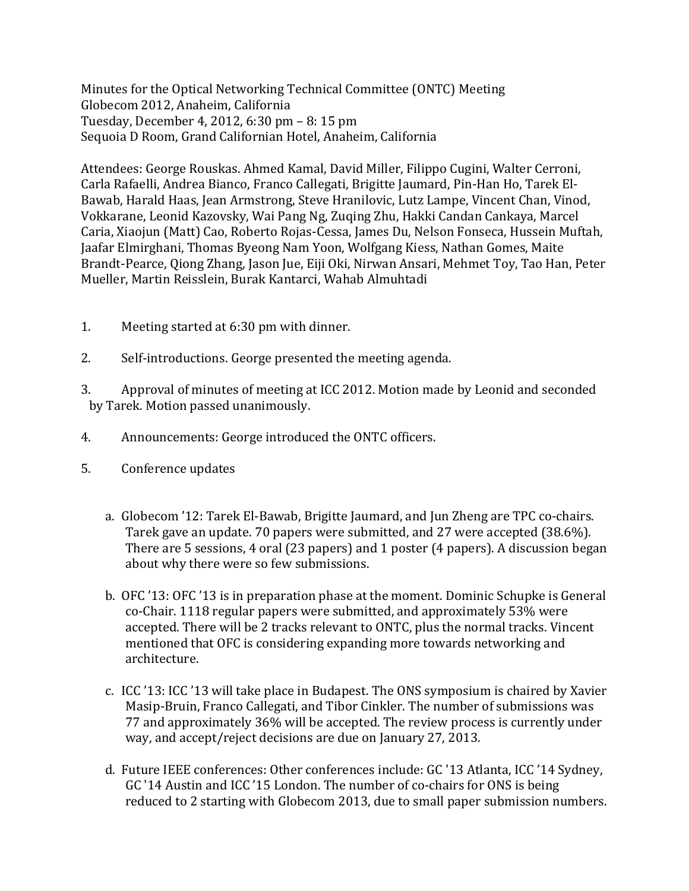Minutes for the Optical Networking Technical Committee (ONTC) Meeting
Globecom 2012, Anaheim, California
Tuesday, December 4, 2012, 6:30 pm – 8: 15 pm
Sequoia D Room, Grand Californian Hotel, Anaheim, California

Attendees: George Rouskas. Ahmed Kamal, David Miller, Filippo Cugini, Walter Cerroni, Carla Rafaelli, Andrea Bianco, Franco Callegati, Brigitte Jaumard, Pin-Han Ho, Tarek El-Bawab, Harald Haas, Jean Armstrong, Steve Hranilovic, Lutz Lampe, Vincent Chan, Vinod, Vokkarane, Leonid Kazovsky, Wai Pang Ng, Zuqing Zhu, Hakki Candan Cankaya, Marcel Caria, Xiaojun (Matt) Cao, Roberto Rojas-Cessa, James Du, Nelson Fonseca, Hussein Muftah, Jaafar Elmirghani, Thomas Byeong Nam Yoon, Wolfgang Kiess, Nathan Gomes, Maite Brandt-Pearce, Qiong Zhang, Jason Jue, Eiji Oki, Nirwan Ansari, Mehmet Toy, Tao Han, Peter Mueller, Martin Reisslein, Burak Kantarci, Wahab Almuhtadi

1. Meeting started at 6:30 pm with dinner.

2. Self-introductions. George presented the meeting agenda.

3. Approval of minutes of meeting at ICC 2012. Motion made by Leonid and seconded by Tarek. Motion passed unanimously.

4. Announcements: George introduced the ONTC officers.

5. Conference updates

   a. Globecom '12: Tarek El-Bawab, Brigitte Jaumard, and Jun Zheng are TPC co-chairs. Tarek gave an update. 70 papers were submitted, and 27 were accepted (38.6%). There are 5 sessions, 4 oral (23 papers) and 1 poster (4 papers). A discussion began about why there were so few submissions.

   b. OFC '13: OFC '13 is in preparation phase at the moment. Dominic Schupke is General co-Chair. 1118 regular papers were submitted, and approximately 53% were accepted. There will be 2 tracks relevant to ONTC, plus the normal tracks. Vincent mentioned that OFC is considering expanding more towards networking and architecture.

   c. ICC '13: ICC '13 will take place in Budapest. The ONS symposium is chaired by Xavier Masip-Bruin, Franco Callegati, and Tibor Cinkler. The number of submissions was 77 and approximately 36% will be accepted. The review process is currently under way, and accept/reject decisions are due on January 27, 2013.

   d. Future IEEE conferences: Other conferences include: GC '13 Atlanta, ICC '14 Sydney, GC '14 Austin and ICC '15 London. The number of co-chairs for ONS is being reduced to 2 starting with Globecom 2013, due to small paper submission numbers.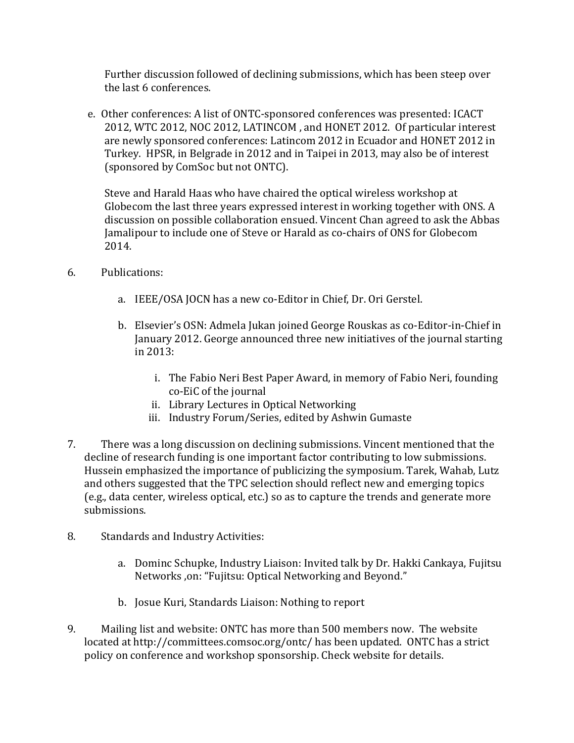Further discussion followed of declining submissions, which has been steep over the last 6 conferences.

e. Other conferences: A list of ONTC-sponsored conferences was presented: ICACT 2012, WTC 2012, NOC 2012, LATINCOM , and HONET 2012. Of particular interest are newly sponsored conferences: Latincom 2012 in Ecuador and HONET 2012 in Turkey. HPSR, in Belgrade in 2012 and in Taipei in 2013, may also be of interest (sponsored by ComSoc but not ONTC).

   Steve and Harald Haas who have chaired the optical wireless workshop at Globecom the last three years expressed interest in working together with ONS. A discussion on possible collaboration ensued. Vincent Chan agreed to ask the Abbas Jamalipour to include one of Steve or Harald as co-chairs of ONS for Globecom 2014.

6. Publications:

   a. IEEE/OSA JOCN has a new co-Editor in Chief, Dr. Ori Gerstel.

   b. Elsevier's OSN: Admela Jukan joined George Rouskas as co-Editor-in-Chief in January 2012. George announced three new initiatives of the journal starting in 2013:

      i. The Fabio Neri Best Paper Award, in memory of Fabio Neri, founding co-EiC of the journal
      ii. Library Lectures in Optical Networking
      iii. Industry Forum/Series, edited by Ashwin Gumaste

7. There was a long discussion on declining submissions. Vincent mentioned that the decline of research funding is one important factor contributing to low submissions. Hussein emphasized the importance of publicizing the symposium. Tarek, Wahab, Lutz and others suggested that the TPC selection should reflect new and emerging topics (e.g., data center, wireless optical, etc.) so as to capture the trends and generate more submissions.

8. Standards and Industry Activities:

   a. Dominc Schupke, Industry Liaison: Invited talk by Dr. Hakki Cankaya, Fujitsu Networks ,on: "Fujitsu: Optical Networking and Beyond."

   b. Josue Kuri, Standards Liaison: Nothing to report

9. Mailing list and website: ONTC has more than 500 members now. The website located at http://committees.comsoc.org/ontc/ has been updated. ONTC has a strict policy on conference and workshop sponsorship. Check website for details.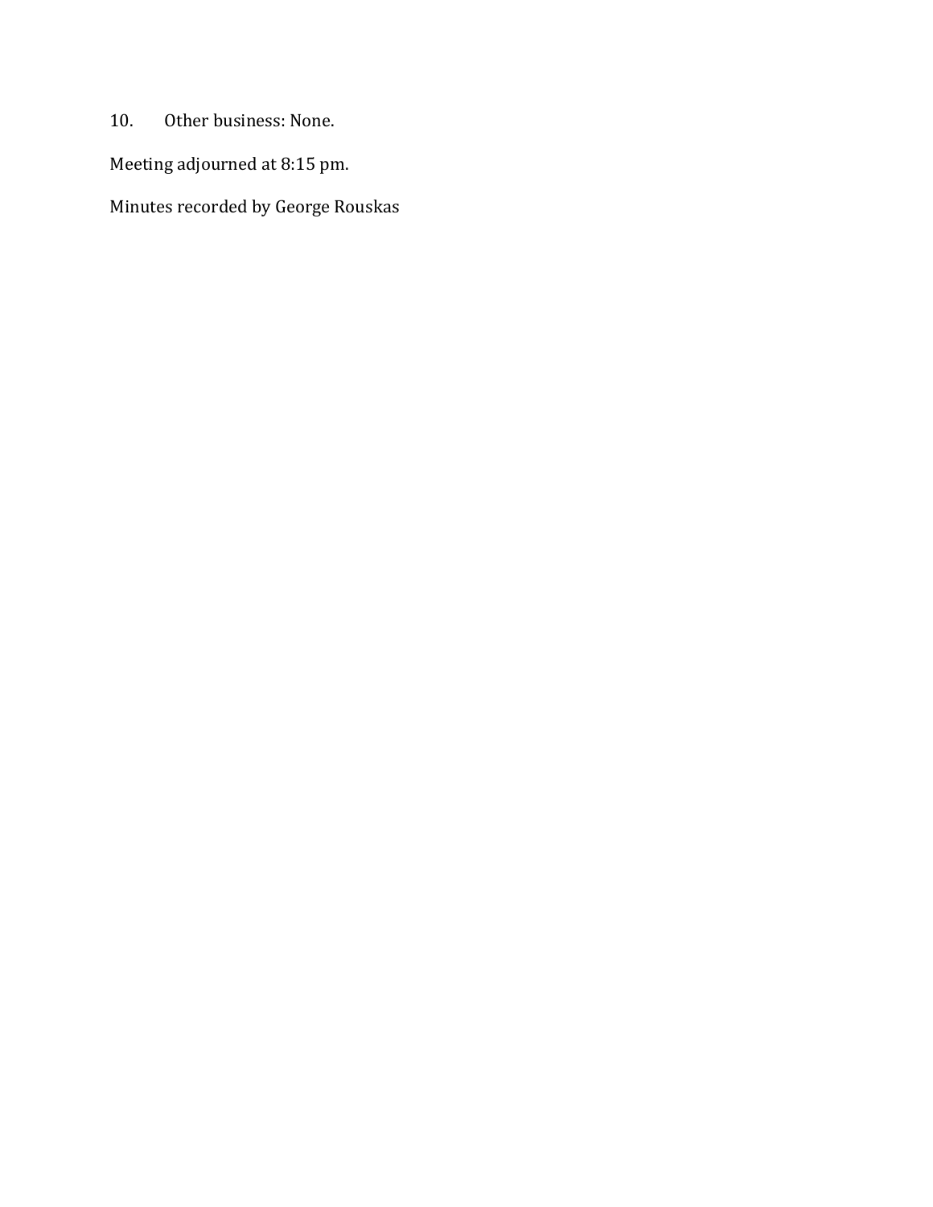10. Other business: None.

Meeting adjourned at 8:15 pm.

Minutes recorded by George Rouskas